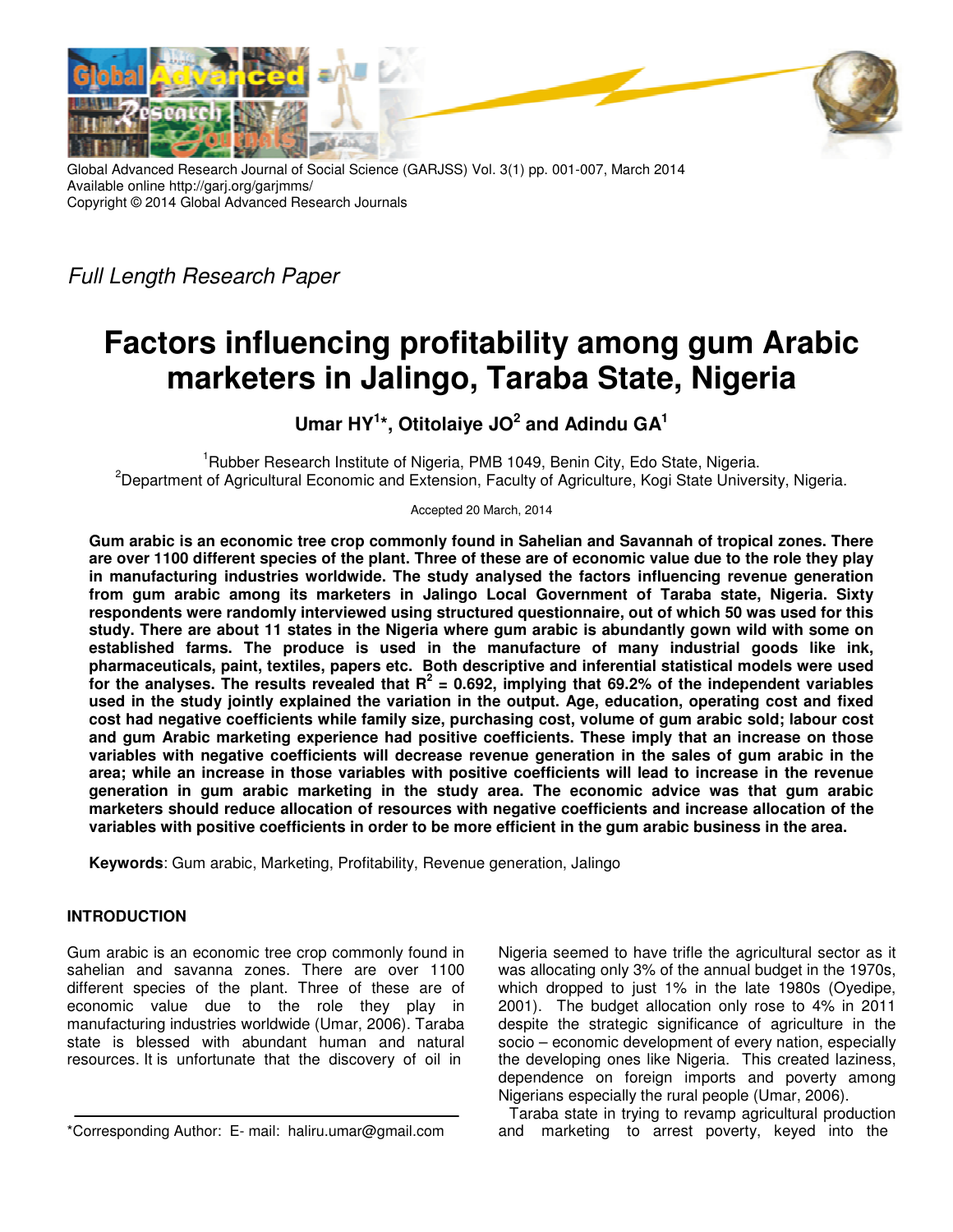Global Advanced Research Journal of Social Science (GARJSS) Vol. 3(1) pp. 001-007, March 2014
Available online http://garj.org/garjmms/
Copyright © 2014 Global Advanced Research Journals

*Full Length Research Paper*

# Factors influencing profitability among gum Arabic marketers in Jalingo, Taraba State, Nigeria

**Umar HY[1]\*, Otitolaiye JO[2] and Adindu GA[1]**

[1]Rubber Research Institute of Nigeria, PMB 1049, Benin City, Edo State, Nigeria.
[2]Department of Agricultural Economic and Extension, Faculty of Agriculture, Kogi State University, Nigeria.

Accepted 20 March, 2014

**Gum arabic is an economic tree crop commonly found in Sahelian and Savannah of tropical zones. There are over 1100 different species of the plant. Three of these are of economic value due to the role they play in manufacturing industries worldwide. The study analysed the factors influencing revenue generation from gum arabic among its marketers in Jalingo Local Government of Taraba state, Nigeria. Sixty respondents were randomly interviewed using structured questionnaire, out of which 50 was used for this study. There are about 11 states in the Nigeria where gum arabic is abundantly gown wild with some on established farms. The produce is used in the manufacture of many industrial goods like ink, pharmaceuticals, paint, textiles, papers etc. Both descriptive and inferential statistical models were used for the analyses. The results revealed that $R^2$ = 0.692, implying that 69.2% of the independent variables used in the study jointly explained the variation in the output. Age, education, operating cost and fixed cost had negative coefficients while family size, purchasing cost, volume of gum arabic sold; labour cost and gum Arabic marketing experience had positive coefficients. These imply that an increase on those variables with negative coefficients will decrease revenue generation in the sales of gum arabic in the area; while an increase in those variables with positive coefficients will lead to increase in the revenue generation in gum arabic marketing in the study area. The economic advice was that gum arabic marketers should reduce allocation of resources with negative coefficients and increase allocation of the variables with positive coefficients in order to be more efficient in the gum arabic business in the area.**

**Keywords**: Gum arabic, Marketing, Profitability, Revenue generation, Jalingo

## INTRODUCTION

Gum arabic is an economic tree crop commonly found in sahelian and savanna zones. There are over 1100 different species of the plant. Three of these are of economic value due to the role they play in manufacturing industries worldwide (Umar, 2006). Taraba state is blessed with abundant human and natural resources. It is unfortunate that the discovery of oil in Nigeria seemed to have trifle the agricultural sector as it was allocating only 3% of the annual budget in the 1970s, which dropped to just 1% in the late 1980s (Oyedipe, 2001). The budget allocation only rose to 4% in 2011 despite the strategic significance of agriculture in the socio – economic development of every nation, especially the developing ones like Nigeria. This created laziness, dependence on foreign imports and poverty among Nigerians especially the rural people (Umar, 2006).

Taraba state in trying to revamp agricultural production and marketing to arrest poverty, keyed into the

\*Corresponding Author: E- mail: haliru.umar@gmail.com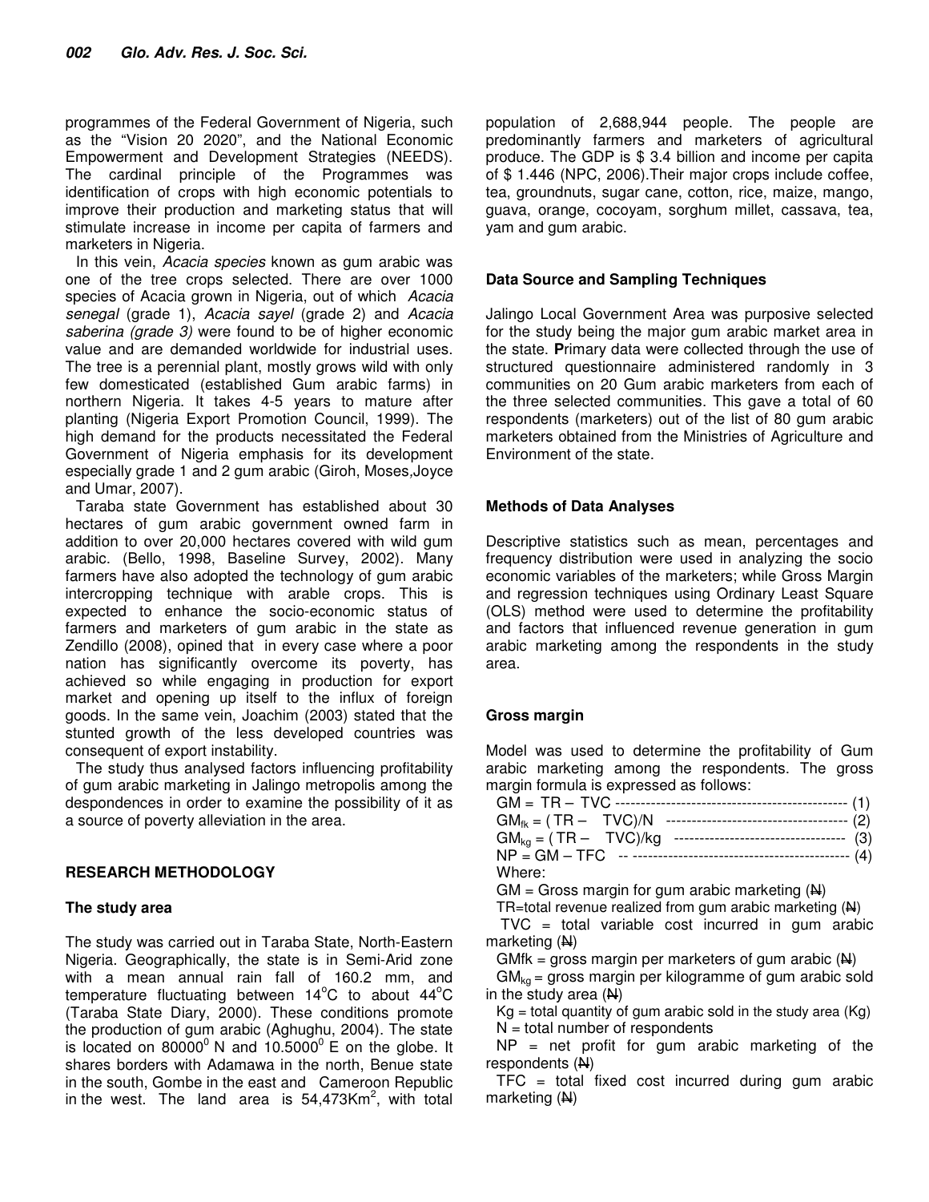programmes of the Federal Government of Nigeria, such as the "Vision 20 2020", and the National Economic Empowerment and Development Strategies (NEEDS). The cardinal principle of the Programmes was identification of crops with high economic potentials to improve their production and marketing status that will stimulate increase in income per capita of farmers and marketers in Nigeria.

In this vein, *Acacia species* known as gum arabic was one of the tree crops selected. There are over 1000 species of Acacia grown in Nigeria, out of which *Acacia senegal* (grade 1), *Acacia sayel* (grade 2) and *Acacia saberina (grade 3)* were found to be of higher economic value and are demanded worldwide for industrial uses. The tree is a perennial plant, mostly grows wild with only few domesticated (established Gum arabic farms) in northern Nigeria. It takes 4-5 years to mature after planting (Nigeria Export Promotion Council, 1999). The high demand for the products necessitated the Federal Government of Nigeria emphasis for its development especially grade 1 and 2 gum arabic (Giroh, Moses,Joyce and Umar, 2007).

Taraba state Government has established about 30 hectares of gum arabic government owned farm in addition to over 20,000 hectares covered with wild gum arabic. (Bello, 1998, Baseline Survey, 2002). Many farmers have also adopted the technology of gum arabic intercropping technique with arable crops. This is expected to enhance the socio-economic status of farmers and marketers of gum arabic in the state as Zendillo (2008), opined that in every case where a poor nation has significantly overcome its poverty, has achieved so while engaging in production for export market and opening up itself to the influx of foreign goods. In the same vein, Joachim (2003) stated that the stunted growth of the less developed countries was consequent of export instability.

The study thus analysed factors influencing profitability of gum arabic marketing in Jalingo metropolis among the despondences in order to examine the possibility of it as a source of poverty alleviation in the area.

## RESEARCH METHODOLOGY

### The study area

The study was carried out in Taraba State, North-Eastern Nigeria. Geographically, the state is in Semi-Arid zone with a mean annual rain fall of 160.2 mm, and temperature fluctuating between 14$^{o}$C to about 44$^{o}$C (Taraba State Diary, 2000). These conditions promote the production of gum arabic (Aghughu, 2004). The state is located on 80000$^{0}$ N and 10.5000$^{0}$ E on the globe. It shares borders with Adamawa in the north, Benue state in the south, Gombe in the east and Cameroon Republic in the west. The land area is 54,473Km$^{2}$, with total population of 2,688,944 people. The people are predominantly farmers and marketers of agricultural produce. The GDP is $ 3.4 billion and income per capita of $ 1.446 (NPC, 2006).Their major crops include coffee, tea, groundnuts, sugar cane, cotton, rice, maize, mango, guava, orange, cocoyam, sorghum millet, cassava, tea, yam and gum arabic.

### Data Source and Sampling Techniques

Jalingo Local Government Area was purposive selected for the study being the major gum arabic market area in the state. **P**rimary data were collected through the use of structured questionnaire administered randomly in 3 communities on 20 Gum arabic marketers from each of the three selected communities. This gave a total of 60 respondents (marketers) out of the list of 80 gum arabic marketers obtained from the Ministries of Agriculture and Environment of the state.

### Methods of Data Analyses

Descriptive statistics such as mean, percentages and frequency distribution were used in analyzing the socio economic variables of the marketers; while Gross Margin and regression techniques using Ordinary Least Square (OLS) method were used to determine the profitability and factors that influenced revenue generation in gum arabic marketing among the respondents in the study area.

### Gross margin

Model was used to determine the profitability of Gum arabic marketing among the respondents. The gross margin formula is expressed as follows:

$$GM = TR - TVC \quad (1)$$

$$GM_{fk} = (TR - TVC)/N \quad (2)$$

$$GM_{kg} = (TR - TVC)/kg \quad (3)$$

$$NP = GM - TFC \quad (4)$$

Where:

GM = Gross margin for gum arabic marketing (₦)

TR=total revenue realized from gum arabic marketing (₦)

TVC = total variable cost incurred in gum arabic marketing (₦)

GMfk = gross margin per marketers of gum arabic (₦)

$GM_{kg}$ = gross margin per kilogramme of gum arabic sold in the study area (₦)

Kg = total quantity of gum arabic sold in the study area (Kg)

N = total number of respondents

NP = net profit for gum arabic marketing of the respondents (₦)

TFC = total fixed cost incurred during gum arabic marketing (₦)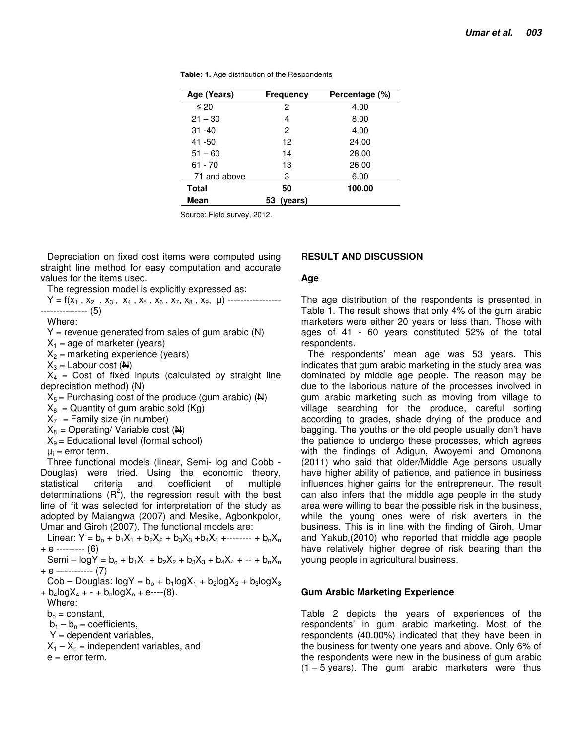**Table: 1.** Age distribution of the Respondents

| Age (Years) | Frequency | Percentage (%) |
|---|---|---|
| ≤ 20 | 2 | 4.00 |
| 21 – 30 | 4 | 8.00 |
| 31 -40 | 2 | 4.00 |
| 41 -50 | 12 | 24.00 |
| 51 – 60 | 14 | 28.00 |
| 61 - 70 | 13 | 26.00 |
| 71 and above | 3 | 6.00 |
| **Total** | **50** | **100.00** |
| **Mean** | **53 (years)** | |

Source: Field survey, 2012.

Depreciation on fixed cost items were computed using straight line method for easy computation and accurate values for the items used.

The regression model is explicitly expressed as:

$Y = f(x_1, x_2, x_3, x_4, x_5, x_6, x_7, x_8, x_9, \mu)$ -------------------------------- (5)

Where:

Y = revenue generated from sales of gum arabic (₦)

$X_1$ = age of marketer (years)

$X_2$ = marketing experience (years)

$X_3$ = Labour cost (₦)

$X_4$ = Cost of fixed inputs (calculated by straight line depreciation method) (₦)

$X_5$ = Purchasing cost of the produce (gum arabic) (₦)

$X_6$ = Quantity of gum arabic sold (Kg)

$X_7$ = Family size (in number)

$X_8$ = Operating/ Variable cost (₦)

$X_9$ = Educational level (formal school)

$\mu_i$ = error term.

Three functional models (linear, Semi- log and Cobb - Douglas) were tried. Using the economic theory, statistical criteria and coefficient of multiple determinations ($R^2$), the regression result with the best line of fit was selected for interpretation of the study as adopted by Maiangwa (2007) and Mesike, Agbonkpolor, Umar and Giroh (2007). The functional models are:

Linear: $Y = b_o + b_1X_1 + b_2X_2 + b_3X_3 + b_4X_4 + \cdots + b_nX_n + e$ --------- (6)

Semi – log$Y = b_o + b_1X_1 + b_2X_2 + b_3X_3 + b_4X_4 + \cdots + b_nX_n + e$ ----------- (7)

Cob – Douglas: $\log Y = b_o + b_1\log X_1 + b_2\log X_2 + b_3\log X_3 + b_4\log X_4 + \cdots + b_n\log X_n + e$----(8).

Where:

$b_o$ = constant,

$b_1 – b_n$ = coefficients,

Y = dependent variables,

$X_1 – X_n$ = independent variables, and

e = error term.

## RESULT AND DISCUSSION

### Age

The age distribution of the respondents is presented in Table 1. The result shows that only 4% of the gum arabic marketers were either 20 years or less than. Those with ages of 41 - 60 years constituted 52% of the total respondents.

The respondents' mean age was 53 years. This indicates that gum arabic marketing in the study area was dominated by middle age people. The reason may be due to the laborious nature of the processes involved in gum arabic marketing such as moving from village to village searching for the produce, careful sorting according to grades, shade drying of the produce and bagging. The youths or the old people usually don't have the patience to undergo these processes, which agrees with the findings of Adigun, Awoyemi and Omonona (2011) who said that older/Middle Age persons usually have higher ability of patience, and patience in business influences higher gains for the entrepreneur. The result can also infers that the middle age people in the study area were willing to bear the possible risk in the business, while the young ones were of risk averters in the business. This is in line with the finding of Giroh, Umar and Yakub,(2010) who reported that middle age people have relatively higher degree of risk bearing than the young people in agricultural business.

### Gum Arabic Marketing Experience

Table 2 depicts the years of experiences of the respondents' in gum arabic marketing. Most of the respondents (40.00%) indicated that they have been in the business for twenty one years and above. Only 6% of the respondents were new in the business of gum arabic (1 – 5 years). The gum arabic marketers were thus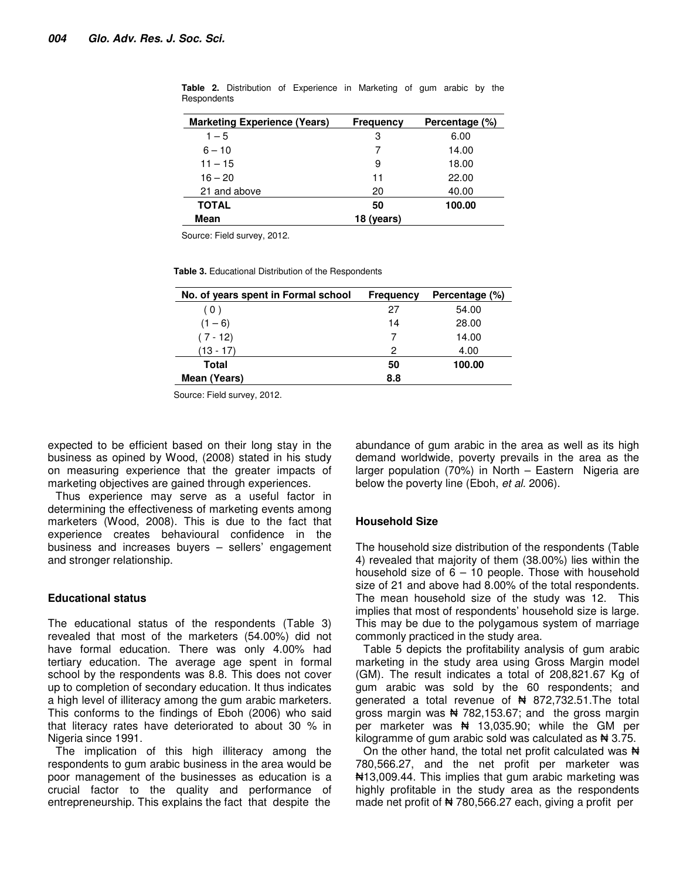**Table 2.** Distribution of Experience in Marketing of gum arabic by the Respondents

| Marketing Experience (Years) | Frequency | Percentage (%) |
|---|---|---|
| 1 – 5 | 3 | 6.00 |
| 6 – 10 | 7 | 14.00 |
| 11 – 15 | 9 | 18.00 |
| 16 – 20 | 11 | 22.00 |
| 21 and above | 20 | 40.00 |
| **TOTAL** | **50** | **100.00** |
| **Mean** | **18 (years)** | |

Source: Field survey, 2012.

**Table 3.** Educational Distribution of the Respondents

| No. of years spent in Formal school | Frequency | Percentage (%) |
|---|---|---|
| ( 0 ) | 27 | 54.00 |
| (1 – 6) | 14 | 28.00 |
| ( 7 - 12) | 7 | 14.00 |
| (13 - 17) | 2 | 4.00 |
| **Total** | **50** | **100.00** |
| **Mean (Years)** | **8.8** | |

Source: Field survey, 2012.

expected to be efficient based on their long stay in the business as opined by Wood, (2008) stated in his study on measuring experience that the greater impacts of marketing objectives are gained through experiences.

Thus experience may serve as a useful factor in determining the effectiveness of marketing events among marketers (Wood, 2008). This is due to the fact that experience creates behavioural confidence in the business and increases buyers – sellers' engagement and stronger relationship.

### Educational status

The educational status of the respondents (Table 3) revealed that most of the marketers (54.00%) did not have formal education. There was only 4.00% had tertiary education. The average age spent in formal school by the respondents was 8.8. This does not cover up to completion of secondary education. It thus indicates a high level of illiteracy among the gum arabic marketers. This conforms to the findings of Eboh (2006) who said that literacy rates have deteriorated to about 30 % in Nigeria since 1991.

The implication of this high illiteracy among the respondents to gum arabic business in the area would be poor management of the businesses as education is a crucial factor to the quality and performance of entrepreneurship. This explains the fact that despite the abundance of gum arabic in the area as well as its high demand worldwide, poverty prevails in the area as the larger population (70%) in North – Eastern Nigeria are below the poverty line (Eboh, *et al.* 2006).

### Household Size

The household size distribution of the respondents (Table 4) revealed that majority of them (38.00%) lies within the household size of 6 – 10 people. Those with household size of 21 and above had 8.00% of the total respondents. The mean household size of the study was 12. This implies that most of respondents' household size is large. This may be due to the polygamous system of marriage commonly practiced in the study area.

Table 5 depicts the profitability analysis of gum arabic marketing in the study area using Gross Margin model (GM). The result indicates a total of 208,821.67 Kg of gum arabic was sold by the 60 respondents; and generated a total revenue of ₦ 872,732.51.The total gross margin was ₦ 782,153.67; and the gross margin per marketer was ₦ 13,035.90; while the GM per kilogramme of gum arabic sold was calculated as ₦ 3.75.

On the other hand, the total net profit calculated was ₦ 780,566.27, and the net profit per marketer was ₦13,009.44. This implies that gum arabic marketing was highly profitable in the study area as the respondents made net profit of ₦ 780,566.27 each, giving a profit per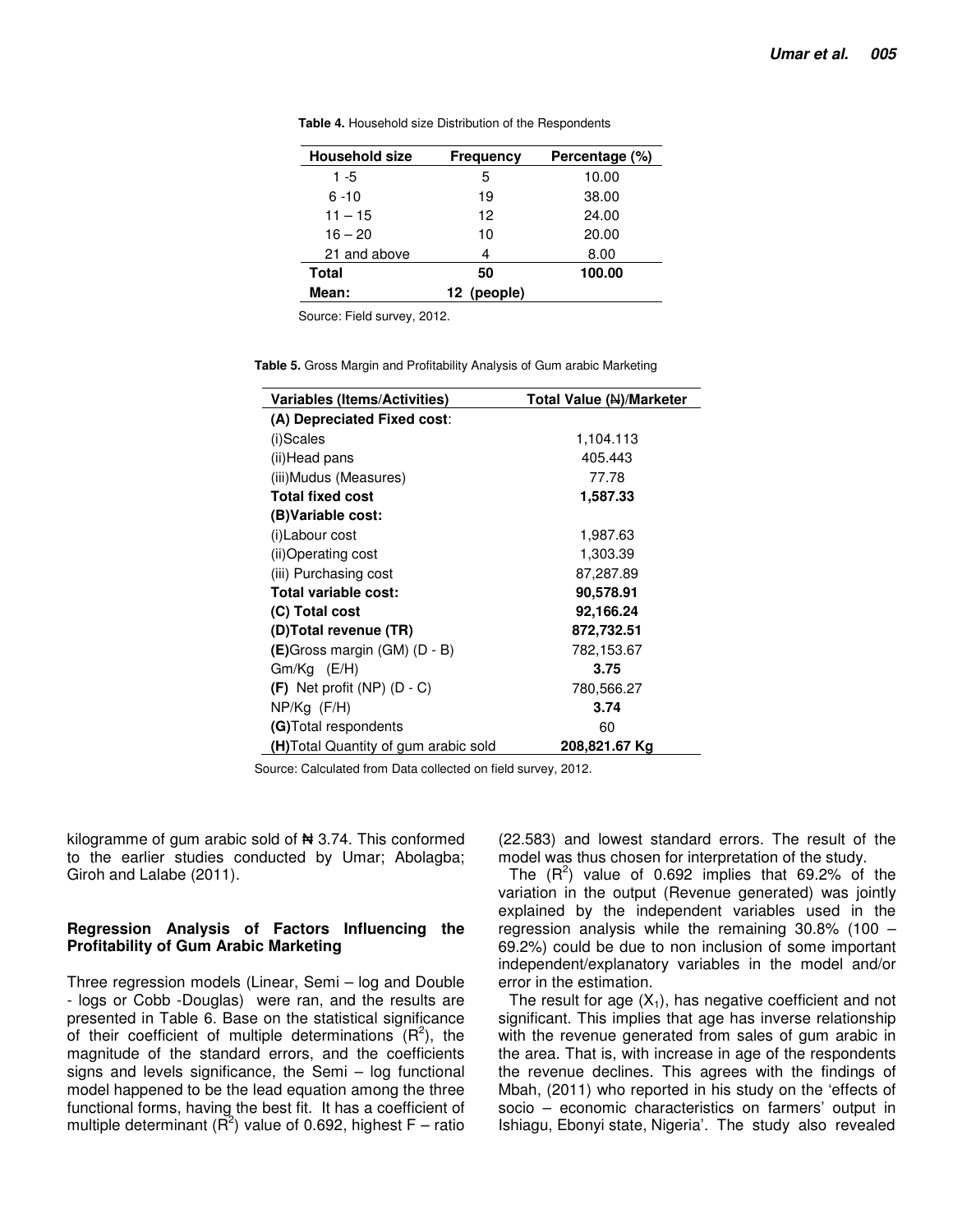**Table 4.** Household size Distribution of the Respondents

| Household size | Frequency | Percentage (%) |
|---|---|---|
| 1 -5 | 5 | 10.00 |
| 6 -10 | 19 | 38.00 |
| 11 – 15 | 12 | 24.00 |
| 16 – 20 | 10 | 20.00 |
| 21 and above | 4 | 8.00 |
| **Total** | **50** | **100.00** |
| **Mean:** | **12 (people)** | |

Source: Field survey, 2012.

**Table 5.** Gross Margin and Profitability Analysis of Gum arabic Marketing

| Variables (Items/Activities) | Total Value (₦)/Marketer |
|---|---|
| **(A) Depreciated Fixed cost**: | |
| (i)Scales | 1,104.113 |
| (ii)Head pans | 405.443 |
| (iii)Mudus (Measures) | 77.78 |
| **Total fixed cost** | **1,587.33** |
| **(B)Variable cost:** | |
| (i)Labour cost | 1,987.63 |
| (ii)Operating cost | 1,303.39 |
| (iii) Purchasing cost | 87,287.89 |
| **Total variable cost:** | **90,578.91** |
| **(C) Total cost** | **92,166.24** |
| **(D)Total revenue (TR)** | **872,732.51** |
| **(E)**Gross margin (GM) (D - B) | 782,153.67 |
| Gm/Kg (E/H) | **3.75** |
| **(F)** Net profit (NP) (D - C) | 780,566.27 |
| NP/Kg (F/H) | **3.74** |
| **(G)**Total respondents | 60 |
| **(H)**Total Quantity of gum arabic sold | **208,821.67 Kg** |

Source: Calculated from Data collected on field survey, 2012.

kilogramme of gum arabic sold of ₦ 3.74. This conformed to the earlier studies conducted by Umar; Abolagba; Giroh and Lalabe (2011).

### Regression Analysis of Factors Influencing the Profitability of Gum Arabic Marketing

Three regression models (Linear, Semi – log and Double - logs or Cobb -Douglas) were ran, and the results are presented in Table 6. Base on the statistical significance of their coefficient of multiple determinations ($R^2$), the magnitude of the standard errors, and the coefficients signs and levels significance, the Semi – log functional model happened to be the lead equation among the three functional forms, having the best fit. It has a coefficient of multiple determinant ($R^2$) value of 0.692, highest F – ratio (22.583) and lowest standard errors. The result of the model was thus chosen for interpretation of the study.

The ($R^2$) value of 0.692 implies that 69.2% of the variation in the output (Revenue generated) was jointly explained by the independent variables used in the regression analysis while the remaining 30.8% (100 – 69.2%) could be due to non inclusion of some important independent/explanatory variables in the model and/or error in the estimation.

The result for age ($X_1$), has negative coefficient and not significant. This implies that age has inverse relationship with the revenue generated from sales of gum arabic in the area. That is, with increase in age of the respondents the revenue declines. This agrees with the findings of Mbah, (2011) who reported in his study on the 'effects of socio – economic characteristics on farmers' output in Ishiagu, Ebonyi state, Nigeria'. The study also revealed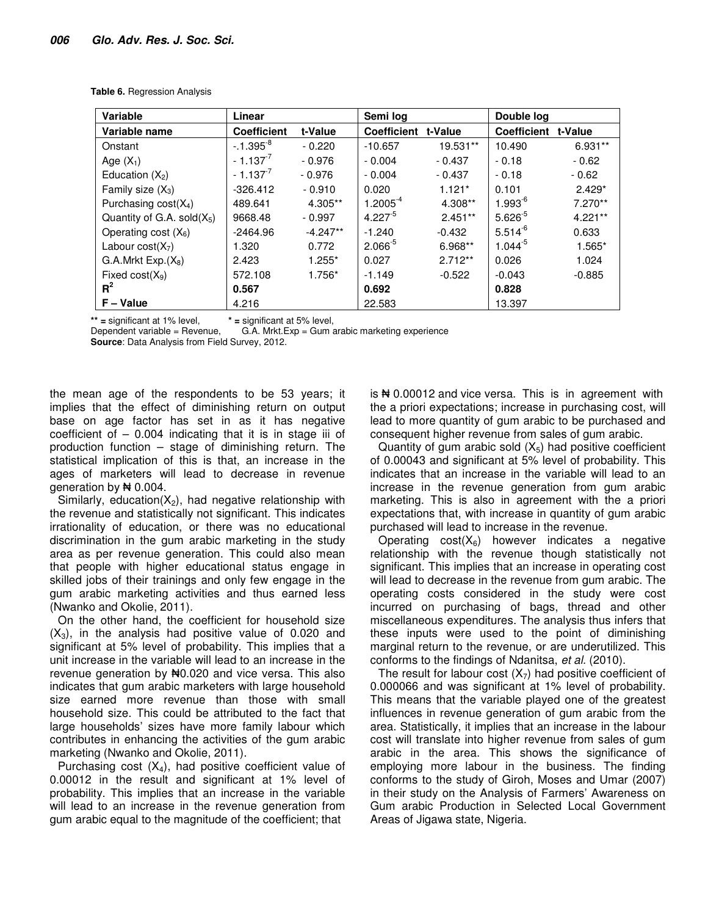**Table 6.** Regression Analysis

| Variable | Linear | | Semi log | | Double log | |
|---|---|---|---|---|---|---|
| Variable name | Coefficient | t-Value | Coefficient | t-Value | Coefficient | t-Value |
| Onstant | $-.1.395^{-8}$ | - 0.220 | -10.657 | 19.531** | 10.490 | 6.931** |
| Age ($X_1$) | $- 1.137^{-7}$ | - 0.976 | - 0.004 | - 0.437 | - 0.18 | - 0.62 |
| Education ($X_2$) | $- 1.137^{-7}$ | - 0.976 | - 0.004 | - 0.437 | - 0.18 | - 0.62 |
| Family size ($X_3$) | -326.412 | - 0.910 | 0.020 | 1.121* | 0.101 | 2.429* |
| Purchasing cost($X_4$) | 489.641 | 4.305** | $1.2005^{-4}$ | 4.308** | $1.993^{-6}$ | 7.270** |
| Quantity of G.A. sold($X_5$) | 9668.48 | - 0.997 | $4.227^{-5}$ | 2.451** | $5.626^{-5}$ | 4.221** |
| Operating cost ($X_6$) | -2464.96 | -4.247** | -1.240 | -0.432 | $5.514^{-6}$ | 0.633 |
| Labour cost($X_7$) | 1.320 | 0.772 | $2.066^{-5}$ | 6.968** | $1.044^{-5}$ | 1.565* |
| G.A.Mrkt Exp.($X_8$) | 2.423 | 1.255* | 0.027 | 2.712** | 0.026 | 1.024 |
| Fixed cost($X_9$) | 572.108 | 1.756* | -1.149 | -0.522 | -0.043 | -0.885 |
| $R^2$ | **0.567** | | **0.692** | | **0.828** | |
| F – Value | 4.216 | | 22.583 | | 13.397 | |

** = significant at 1% level, * = significant at 5% level,
Dependent variable = Revenue, G.A. Mrkt.Exp = Gum arabic marketing experience
**Source**: Data Analysis from Field Survey, 2012.

the mean age of the respondents to be 53 years; it implies that the effect of diminishing return on output base on age factor has set in as it has negative coefficient of – 0.004 indicating that it is in stage iii of production function – stage of diminishing return. The statistical implication of this is that, an increase in the ages of marketers will lead to decrease in revenue generation by ₦ 0.004.

Similarly, education($X_2$), had negative relationship with the revenue and statistically not significant. This indicates irrationality of education, or there was no educational discrimination in the gum arabic marketing in the study area as per revenue generation. This could also mean that people with higher educational status engage in skilled jobs of their trainings and only few engage in the gum arabic marketing activities and thus earned less (Nwanko and Okolie, 2011).

On the other hand, the coefficient for household size ($X_3$), in the analysis had positive value of 0.020 and significant at 5% level of probability. This implies that a unit increase in the variable will lead to an increase in the revenue generation by ₦0.020 and vice versa. This also indicates that gum arabic marketers with large household size earned more revenue than those with small household size. This could be attributed to the fact that large households' sizes have more family labour which contributes in enhancing the activities of the gum arabic marketing (Nwanko and Okolie, 2011).

Purchasing cost ($X_4$), had positive coefficient value of 0.00012 in the result and significant at 1% level of probability. This implies that an increase in the variable will lead to an increase in the revenue generation from gum arabic equal to the magnitude of the coefficient; that is ₦ 0.00012 and vice versa. This is in agreement with the a priori expectations; increase in purchasing cost, will lead to more quantity of gum arabic to be purchased and consequent higher revenue from sales of gum arabic.

Quantity of gum arabic sold ($X_5$) had positive coefficient of 0.00043 and significant at 5% level of probability. This indicates that an increase in the variable will lead to an increase in the revenue generation from gum arabic marketing. This is in agreement with the a priori expectations that, with increase in quantity of gum arabic purchased will lead to increase in the revenue.

Operating cost($X_6$) however indicates a negative relationship with the revenue though statistically not significant. This implies that an increase in operating cost will lead to decrease in the revenue from gum arabic. The operating costs considered in the study were cost incurred on purchasing of bags, thread and other miscellaneous expenditures. The analysis thus infers that these inputs were used to the point of diminishing marginal return to the revenue, or are underutilized. This conforms to the findings of Ndanitsa, *et al.* (2010).

The result for labour cost ($X_7$) had positive coefficient of 0.000066 and was significant at 1% level of probability. This means that the variable played one of the greatest influences in revenue generation of gum arabic from the area. Statistically, it implies that an increase in the labour cost will translate into higher revenue from sales of gum arabic in the area. This shows the significance of employing more labour in the business. The finding conforms to the study of Giroh, Moses and Umar (2007) in their study on the Analysis of Farmers' Awareness on Gum arabic Production in Selected Local Government Areas of Jigawa state, Nigeria.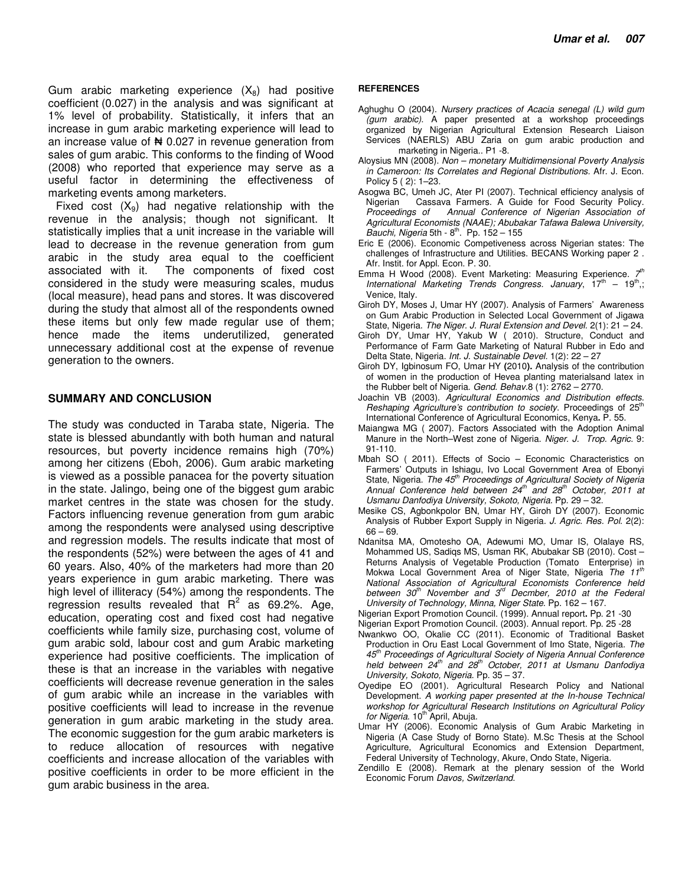Gum arabic marketing experience ($X_8$) had positive coefficient (0.027) in the analysis and was significant at 1% level of probability. Statistically, it infers that an increase in gum arabic marketing experience will lead to an increase value of ₦ 0.027 in revenue generation from sales of gum arabic. This conforms to the finding of Wood (2008) who reported that experience may serve as a useful factor in determining the effectiveness of marketing events among marketers.

Fixed cost ($X_9$) had negative relationship with the revenue in the analysis; though not significant. It statistically implies that a unit increase in the variable will lead to decrease in the revenue generation from gum arabic in the study area equal to the coefficient associated with it. The components of fixed cost considered in the study were measuring scales, mudus (local measure), head pans and stores. It was discovered during the study that almost all of the respondents owned these items but only few made regular use of them; hence made the items underutilized, generated unnecessary additional cost at the expense of revenue generation to the owners.

## SUMMARY AND CONCLUSION

The study was conducted in Taraba state, Nigeria. The state is blessed abundantly with both human and natural resources, but poverty incidence remains high (70%) among her citizens (Eboh, 2006). Gum arabic marketing is viewed as a possible panacea for the poverty situation in the state. Jalingo, being one of the biggest gum arabic market centres in the state was chosen for the study. Factors influencing revenue generation from gum arabic among the respondents were analysed using descriptive and regression models. The results indicate that most of the respondents (52%) were between the ages of 41 and 60 years. Also, 40% of the marketers had more than 20 years experience in gum arabic marketing. There was high level of illiteracy (54%) among the respondents. The regression results revealed that $R^2$ as 69.2%. Age, education, operating cost and fixed cost had negative coefficients while family size, purchasing cost, volume of gum arabic sold, labour cost and gum Arabic marketing experience had positive coefficients. The implication of these is that an increase in the variables with negative coefficients will decrease revenue generation in the sales of gum arabic while an increase in the variables with positive coefficients will lead to increase in the revenue generation in gum arabic marketing in the study area. The economic suggestion for the gum arabic marketers is to reduce allocation of resources with negative coefficients and increase allocation of the variables with positive coefficients in order to be more efficient in the gum arabic business in the area.

## REFERENCES

Aghughu O (2004). *Nursery practices of Acacia senegal (L) wild gum (gum arabic)*. A paper presented at a workshop proceedings organized by Nigerian Agricultural Extension Research Liaison Services (NAERLS) ABU Zaria on gum arabic production and marketing in Nigeria.. P1 -8.

Aloysius MN (2008). *Non – monetary Multidimensional Poverty Analysis in Cameroon: Its Correlates and Regional Distributions.* Afr. J. Econ. Policy 5 ( 2): 1–23.

Asogwa BC, Umeh JC, Ater PI (2007). Technical efficiency analysis of Nigerian Cassava Farmers. A Guide for Food Security Policy. *Proceedings of Annual Conference of Nigerian Association of Agricultural Economists (NAAE); Abubakar Tafawa Balewa University, Bauchi, Nigeria* 5th - 8th. Pp. 152 – 155

Eric E (2006). Economic Competiveness across Nigerian states: The challenges of Infrastructure and Utilities. BECANS Working paper 2 . Afr. Instit. for Appl. Econ. P. 30.

Emma H Wood (2008). Event Marketing: Measuring Experience. *7th International Marketing Trends Congress. January*, 17th – 19th,; Venice, Italy.

Giroh DY, Moses J, Umar HY (2007). Analysis of Farmers' Awareness on Gum Arabic Production in Selected Local Government of Jigawa State, Nigeria. *The Niger. J. Rural Extension and Devel.* 2(1): 21 – 24.

Giroh DY, Umar HY, Yakub W ( 2010). Structure, Conduct and Performance of Farm Gate Marketing of Natural Rubber in Edo and Delta State, Nigeria. *Int. J. Sustainable Devel.* 1(2): 22 – 27

Giroh DY, Igbinosum FO, Umar HY **(**2010**).** Analysis of the contribution of women in the production of Hevea planting materialsand latex in the Rubber belt of Nigeria. *Gend. Behav.*8 (1): 2762 – 2770.

Joachin VB (2003). *Agricultural Economics and Distribution effects. Reshaping Agriculture's contribution to society.* Proceedings of 25th International Conference of Agricultural Economics, Kenya**.** P. 55.

Maiangwa MG ( 2007). Factors Associated with the Adoption Animal Manure in the North–West zone of Nigeria. *Niger. J. Trop. Agric.* 9: 91-110.

Mbah SO ( 2011). Effects of Socio – Economic Characteristics on Farmers' Outputs in Ishiagu, Ivo Local Government Area of Ebonyi State, Nigeria. *The 45th Proceedings of Agricultural Society of Nigeria Annual Conference held between 24th and 28th October, 2011 at Usmanu Danfodiya University, Sokoto, Nigeria.* Pp. 29 – 32.

Mesike CS, Agbonkpolor BN, Umar HY, Giroh DY (2007). Economic Analysis of Rubber Export Supply in Nigeria. *J. Agric. Res. Pol.* 2(2): 66 – 69.

Ndanitsa MA, Omotesho OA, Adewumi MO, Umar IS, Olalaye RS, Mohammed US, Sadiqs MS, Usman RK, Abubakar SB (2010). Cost – Returns Analysis of Vegetable Production (Tomato Enterprise) in Mokwa Local Government Area of Niger State, Nigeria *The 11th National Association of Agricultural Economists Conference held between 30th November and 3rd Decmber, 2010 at the Federal University of Technology, Minna, Niger State.* Pp. 162 – 167.

Nigerian Export Promotion Council. (1999). Annual report**.** Pp. 21 -30

Nigerian Export Promotion Council. (2003). Annual report. Pp. 25 -28

Nwankwo OO, Okalie CC (2011). Economic of Traditional Basket Production in Oru East Local Government of Imo State, Nigeria. *The 45th Proceedings of Agricultural Society of Nigeria Annual Conference held between 24th and 28th October, 2011 at Usmanu Danfodiya University, Sokoto, Nigeria.* Pp. 35 – 37.

Oyedipe EO (2001). Agricultural Research Policy and National Development. *A working paper presented at the In-house Technical workshop for Agricultural Research Institutions on Agricultural Policy for Nigeria.* 10th April, Abuja.

Umar HY (2006). Economic Analysis of Gum Arabic Marketing in Nigeria (A Case Study of Borno State). M.Sc Thesis at the School Agriculture, Agricultural Economics and Extension Department, Federal University of Technology, Akure, Ondo State, Nigeria.

Zendillo E (2008). Remark at the plenary session of the World Economic Forum *Davos, Switzerland.*